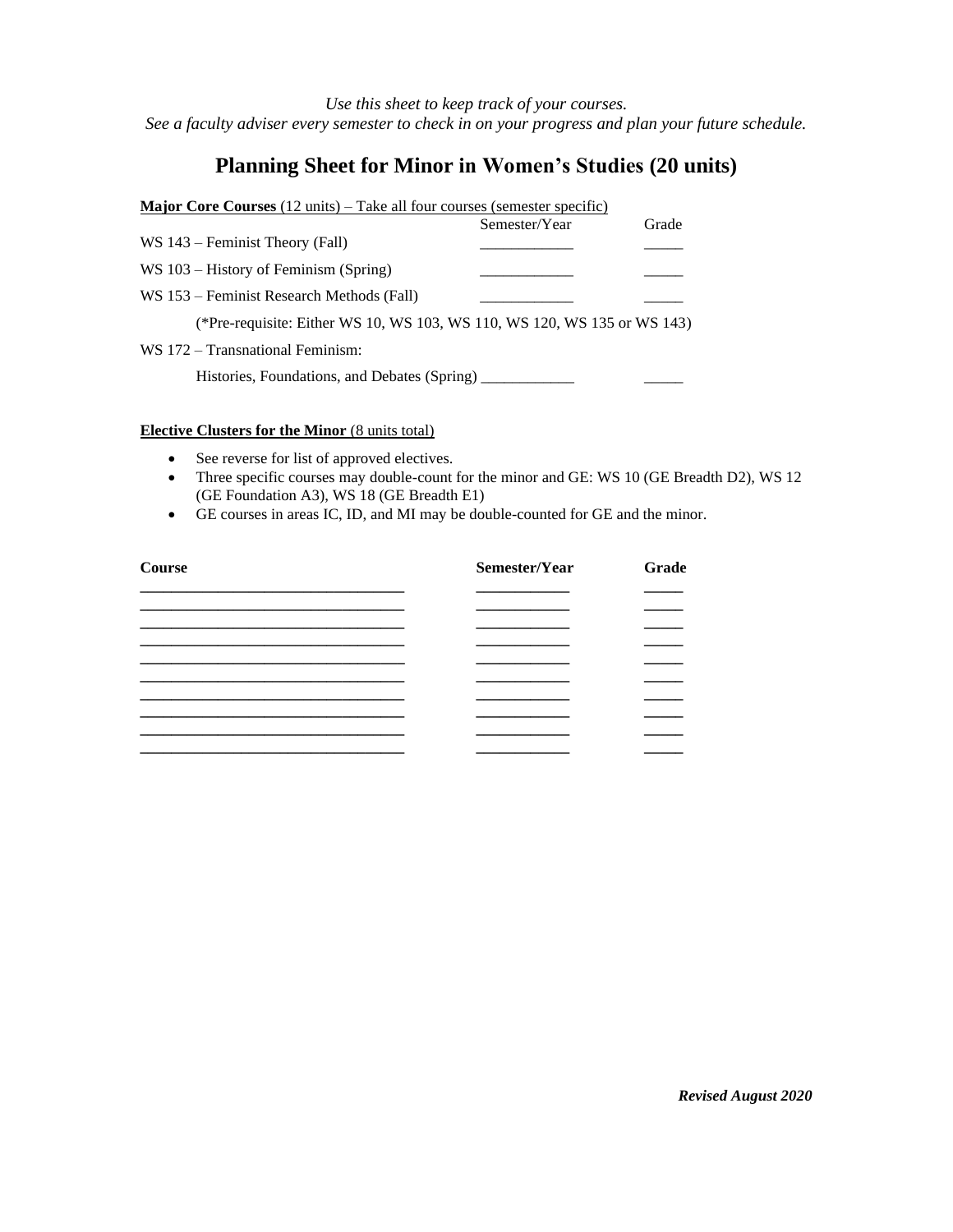*Use this sheet to keep track of your courses.*
*See a faculty adviser every semester to check in on your progress and plan your future schedule.*

# Planning Sheet for Minor in Women's Studies (20 units)

**Major Core Courses** (12 units) – Take all four courses (semester specific)

| Course | Semester/Year | Grade |
|---|---|---|
| WS 143 – Feminist Theory (Fall) | ____________ | _____ |
| WS 103 – History of Feminism (Spring) | ____________ | _____ |
| WS 153 – Feminist Research Methods (Fall) (*Pre-requisite: Either WS 10, WS 103, WS 110, WS 120, WS 135 or WS 143) | ____________ | _____ |
| WS 172 – Transnational Feminism: Histories, Foundations, and Debates (Spring) | ____________ | _____ |

**Elective Clusters for the Minor** (8 units total)

- See reverse for list of approved electives.
- Three specific courses may double-count for the minor and GE: WS 10 (GE Breadth D2), WS 12 (GE Foundation A3), WS 18 (GE Breadth E1)
- GE courses in areas IC, ID, and MI may be double-counted for GE and the minor.

| **Course** | **Semester/Year** | **Grade** |
|---|---|---|
| ______________________________ | ___________ | _____ |
| ______________________________ | ___________ | _____ |
| ______________________________ | ___________ | _____ |
| ______________________________ | ___________ | _____ |
| ______________________________ | ___________ | _____ |
| ______________________________ | ___________ | _____ |
| ______________________________ | ___________ | _____ |
| ______________________________ | ___________ | _____ |
| ______________________________ | ___________ | _____ |
| ______________________________ | ___________ | _____ |

***Revised August 2020***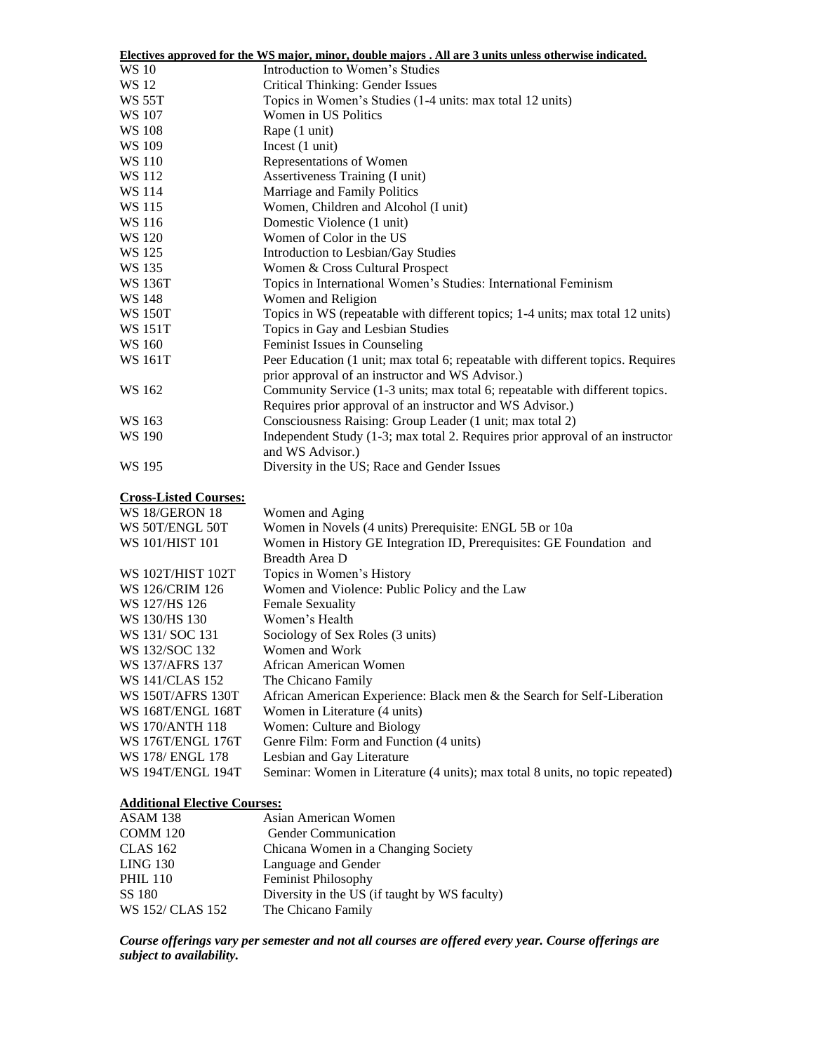**Electives approved for the WS major, minor, double majors . All are 3 units unless otherwise indicated.**

| | |
|---|---|
| WS 10 | Introduction to Women's Studies |
| WS 12 | Critical Thinking: Gender Issues |
| WS 55T | Topics in Women's Studies (1-4 units: max total 12 units) |
| WS 107 | Women in US Politics |
| WS 108 | Rape (1 unit) |
| WS 109 | Incest (1 unit) |
| WS 110 | Representations of Women |
| WS 112 | Assertiveness Training (I unit) |
| WS 114 | Marriage and Family Politics |
| WS 115 | Women, Children and Alcohol (I unit) |
| WS 116 | Domestic Violence (1 unit) |
| WS 120 | Women of Color in the US |
| WS 125 | Introduction to Lesbian/Gay Studies |
| WS 135 | Women & Cross Cultural Prospect |
| WS 136T | Topics in International Women's Studies: International Feminism |
| WS 148 | Women and Religion |
| WS 150T | Topics in WS (repeatable with different topics; 1-4 units; max total 12 units) |
| WS 151T | Topics in Gay and Lesbian Studies |
| WS 160 | Feminist Issues in Counseling |
| WS 161T | Peer Education (1 unit; max total 6; repeatable with different topics. Requires prior approval of an instructor and WS Advisor.) |
| WS 162 | Community Service (1-3 units; max total 6; repeatable with different topics. Requires prior approval of an instructor and WS Advisor.) |
| WS 163 | Consciousness Raising: Group Leader (1 unit; max total 2) |
| WS 190 | Independent Study (1-3; max total 2. Requires prior approval of an instructor and WS Advisor.) |
| WS 195 | Diversity in the US; Race and Gender Issues |

**Cross-Listed Courses:**

| | |
|---|---|
| WS 18/GERON 18 | Women and Aging |
| WS 50T/ENGL 50T | Women in Novels (4 units) Prerequisite: ENGL 5B or 10a |
| WS 101/HIST 101 | Women in History GE Integration ID, Prerequisites: GE Foundation and Breadth Area D |
| WS 102T/HIST 102T | Topics in Women's History |
| WS 126/CRIM 126 | Women and Violence: Public Policy and the Law |
| WS 127/HS 126 | Female Sexuality |
| WS 130/HS 130 | Women's Health |
| WS 131/ SOC 131 | Sociology of Sex Roles (3 units) |
| WS 132/SOC 132 | Women and Work |
| WS 137/AFRS 137 | African American Women |
| WS 141/CLAS 152 | The Chicano Family |
| WS 150T/AFRS 130T | African American Experience: Black men & the Search for Self-Liberation |
| WS 168T/ENGL 168T | Women in Literature (4 units) |
| WS 170/ANTH 118 | Women: Culture and Biology |
| WS 176T/ENGL 176T | Genre Film: Form and Function (4 units) |
| WS 178/ ENGL 178 | Lesbian and Gay Literature |
| WS 194T/ENGL 194T | Seminar: Women in Literature (4 units); max total 8 units, no topic repeated) |

**Additional Elective Courses:**

| | |
|---|---|
| ASAM 138 | Asian American Women |
| COMM 120 | Gender Communication |
| CLAS 162 | Chicana Women in a Changing Society |
| LING 130 | Language and Gender |
| PHIL 110 | Feminist Philosophy |
| SS 180 | Diversity in the US (if taught by WS faculty) |
| WS 152/ CLAS 152 | The Chicano Family |

***Course offerings vary per semester and not all courses are offered every year. Course offerings are subject to availability.***